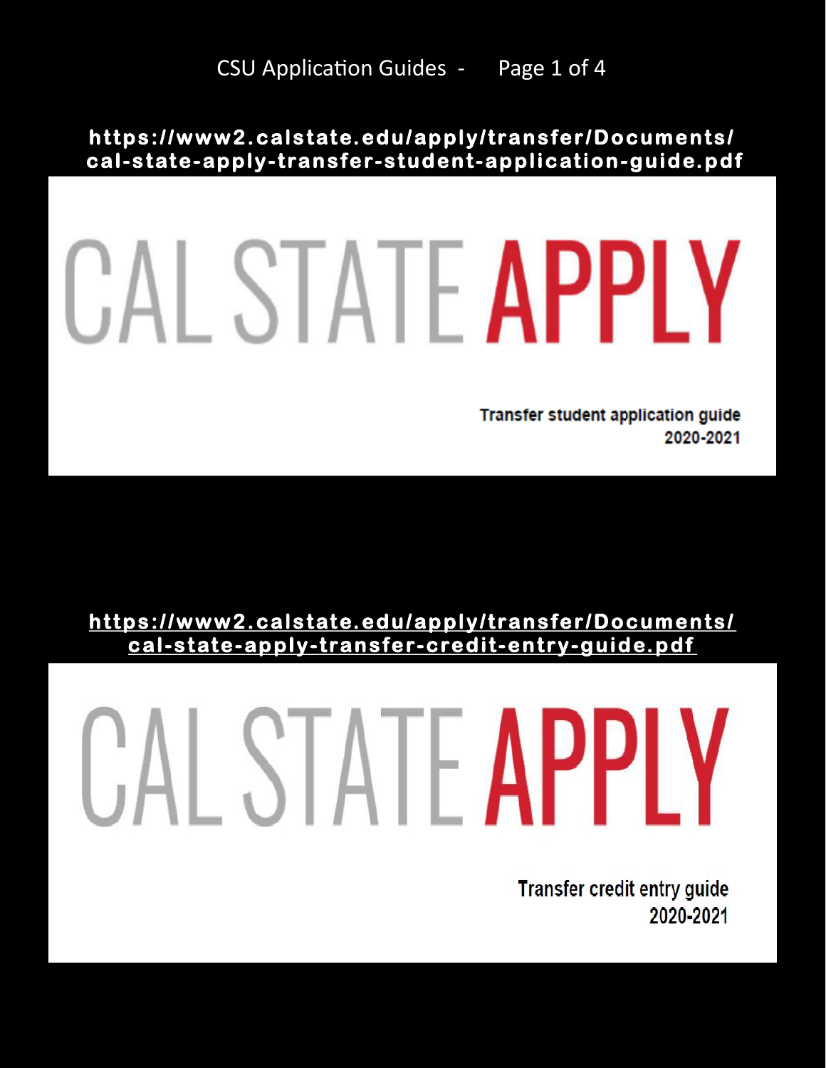# CSU Application Guides

**https://www2.calstate.edu/apply/transfer/Documents/cal-state-apply-transfer-student-application-guide.pdf**

CAL STATE **APPLY**

**Transfer student application guide**
**2020-2021**

**https://www2.calstate.edu/apply/transfer/Documents/cal-state-apply-transfer-credit-entry-guide.pdf**

CAL STATE **APPLY**

**Transfer credit entry guide**
**2020-2021**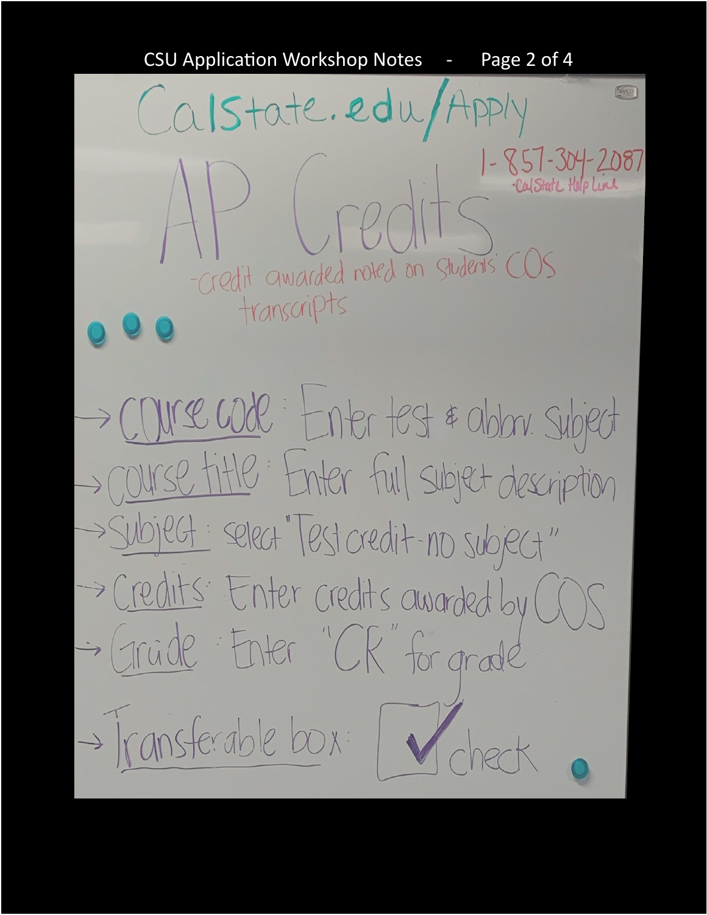CalState.edu/Apply

1-857-304-2087
-CalState Help Line

# AP Credits

-credit awarded noted on Students' COS transcripts

- → **Course code**: Enter test & abbrv. Subject
- → **Course title**: Enter full subject description
- → **Subject**: select "Test credit - no subject"
- → **Credits**: Enter credits awarded by COS
- → **Grade**: Enter "CR" for grade
- → **Transferable box**: ☑ check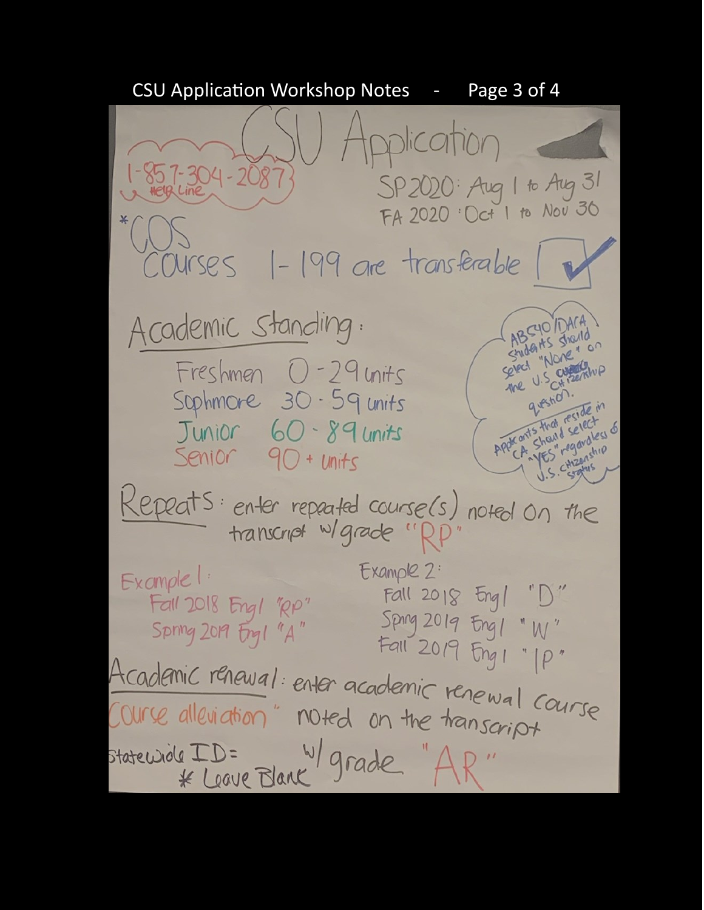# CSU Application

1-857-304-2087
Help Line

SP 2020: Aug 1 to Aug 31
FA 2020: Oct 1 to Nov 30

*COS
Courses 1-199 are transferable ☑

## Academic Standing:

- Freshmen 0-29 units
- Sophmore 30-59 units
- Junior 60-89 units
- Senior 90+ units

AB540/DACA students should select "None" on the U.S. Citizenship question.
Applicants that reside in CA should select "YES" regardless of U.S. citizenship status

## Repeats:
enter repeated course(s) noted on the transcript w/grade "RP"

Example 1:
- Fall 2018 Engl "RP"
- Spring 2019 Engl "A"

Example 2:
- Fall 2018 Engl "D"
- Spring 2019 Engl "W"
- Fall 2019 Engl "IP"

## Academic renewal:
enter academic renewal course "Course alleviation" noted on the transcript w/ grade "AR"

Statewide ID = * Leave Blank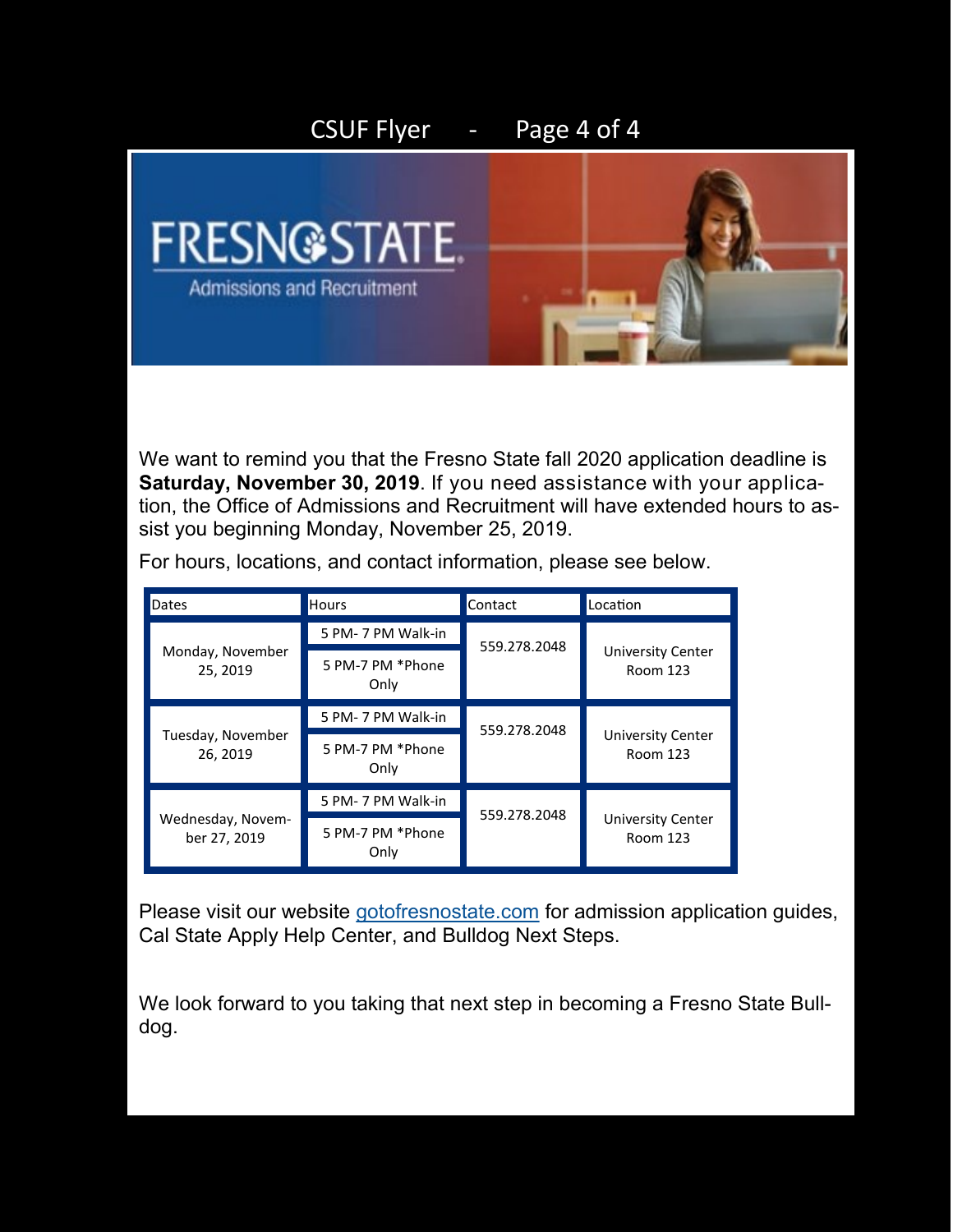FRESNO STATE

Admissions and Recruitment

We want to remind you that the Fresno State fall 2020 application deadline is **Saturday, November 30, 2019**. If you need assistance with your application, the Office of Admissions and Recruitment will have extended hours to assist you beginning Monday, November 25, 2019.

For hours, locations, and contact information, please see below.

| Dates | Hours | Contact | Location |
|---|---|---|---|
| Monday, November 25, 2019 | 5 PM- 7 PM Walk-in<br>5 PM-7 PM *Phone Only | 559.278.2048 | University Center Room 123 |
| Tuesday, November 26, 2019 | 5 PM- 7 PM Walk-in<br>5 PM-7 PM *Phone Only | 559.278.2048 | University Center Room 123 |
| Wednesday, November 27, 2019 | 5 PM- 7 PM Walk-in<br>5 PM-7 PM *Phone Only | 559.278.2048 | University Center Room 123 |

Please visit our website [gotofresnostate.com](http://gotofresnostate.com) for admission application guides, Cal State Apply Help Center, and Bulldog Next Steps.

We look forward to you taking that next step in becoming a Fresno State Bulldog.